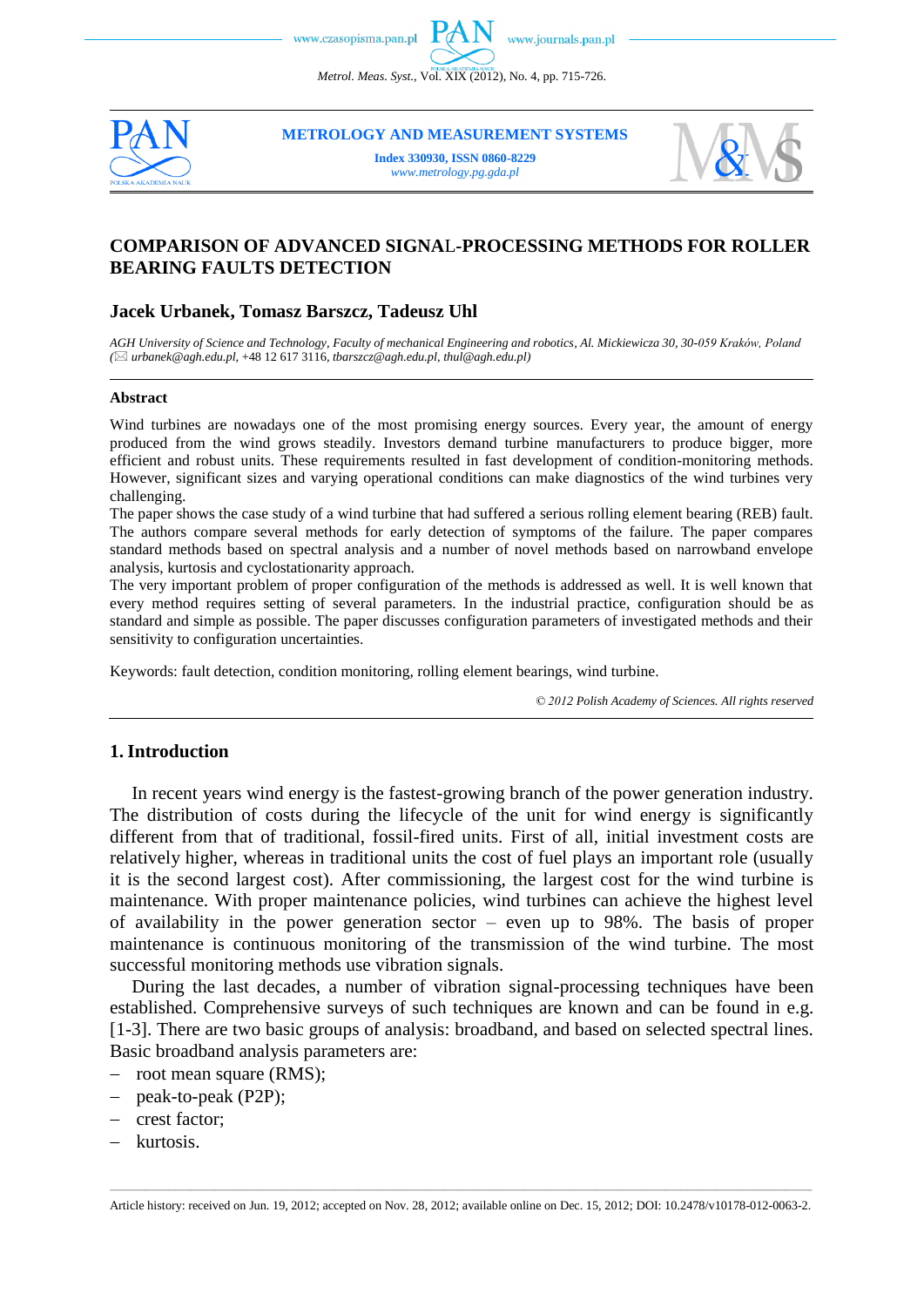# COMPARISON OF ADVANCED SIGNAL-PROCESSING METHODS FOR ROLLER BEARING FAULTS DETECTION

## Jacek Urbanek, Tomasz Barszcz, Tadeusz Uhl

*AGH University of Science and Technology, Faculty of mechanical Engineering and robotics, Al. Mickiewicza 30, 30-059 Kraków, Poland (✉ urbanek@agh.edu.pl,* +48 12 617 3116, *tbarszcz@agh.edu.pl, thul@agh.edu.pl)*

---

#### Abstract

Wind turbines are nowadays one of the most promising energy sources. Every year, the amount of energy produced from the wind grows steadily. Investors demand turbine manufacturers to produce bigger, more efficient and robust units. These requirements resulted in fast development of condition-monitoring methods. However, significant sizes and varying operational conditions can make diagnostics of the wind turbines very challenging.

The paper shows the case study of a wind turbine that had suffered a serious rolling element bearing (REB) fault. The authors compare several methods for early detection of symptoms of the failure. The paper compares standard methods based on spectral analysis and a number of novel methods based on narrowband envelope analysis, kurtosis and cyclostationarity approach.

The very important problem of proper configuration of the methods is addressed as well. It is well known that every method requires setting of several parameters. In the industrial practice, configuration should be as standard and simple as possible. The paper discusses configuration parameters of investigated methods and their sensitivity to configuration uncertainties.

Keywords: fault detection, condition monitoring, rolling element bearings, wind turbine.

*© 2012 Polish Academy of Sciences. All rights reserved*

---

## 1. Introduction

In recent years wind energy is the fastest-growing branch of the power generation industry. The distribution of costs during the lifecycle of the unit for wind energy is significantly different from that of traditional, fossil-fired units. First of all, initial investment costs are relatively higher, whereas in traditional units the cost of fuel plays an important role (usually it is the second largest cost). After commissioning, the largest cost for the wind turbine is maintenance. With proper maintenance policies, wind turbines can achieve the highest level of availability in the power generation sector – even up to 98%. The basis of proper maintenance is continuous monitoring of the transmission of the wind turbine. The most successful monitoring methods use vibration signals.

During the last decades, a number of vibration signal-processing techniques have been established. Comprehensive surveys of such techniques are known and can be found in e.g. [1-3]. There are two basic groups of analysis: broadband, and based on selected spectral lines. Basic broadband analysis parameters are:

- root mean square (RMS);
- peak-to-peak (P2P);
- crest factor;
- kurtosis.

---

Article history: received on Jun. 19, 2012; accepted on Nov. 28, 2012; available online on Dec. 15, 2012; DOI: 10.2478/v10178-012-0063-2.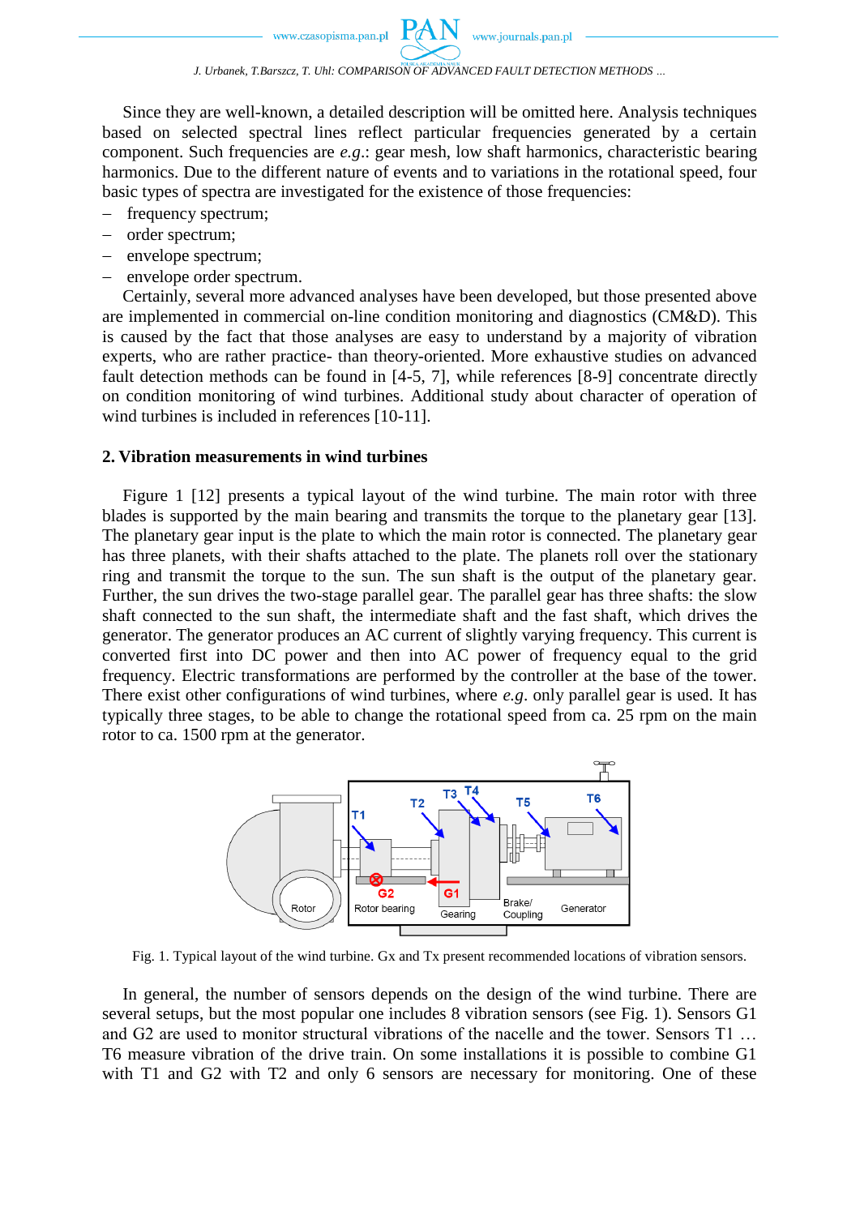Since they are well-known, a detailed description will be omitted here. Analysis techniques based on selected spectral lines reflect particular frequencies generated by a certain component. Such frequencies are *e.g.*: gear mesh, low shaft harmonics, characteristic bearing harmonics. Due to the different nature of events and to variations in the rotational speed, four basic types of spectra are investigated for the existence of those frequencies:

- frequency spectrum;
- order spectrum;
- envelope spectrum;
- envelope order spectrum.

Certainly, several more advanced analyses have been developed, but those presented above are implemented in commercial on-line condition monitoring and diagnostics (CM&D). This is caused by the fact that those analyses are easy to understand by a majority of vibration experts, who are rather practice- than theory-oriented. More exhaustive studies on advanced fault detection methods can be found in [4-5, 7], while references [8-9] concentrate directly on condition monitoring of wind turbines. Additional study about character of operation of wind turbines is included in references [10-11].

## 2. Vibration measurements in wind turbines

Figure 1 [12] presents a typical layout of the wind turbine. The main rotor with three blades is supported by the main bearing and transmits the torque to the planetary gear [13]. The planetary gear input is the plate to which the main rotor is connected. The planetary gear has three planets, with their shafts attached to the plate. The planets roll over the stationary ring and transmit the torque to the sun. The sun shaft is the output of the planetary gear. Further, the sun drives the two-stage parallel gear. The parallel gear has three shafts: the slow shaft connected to the sun shaft, the intermediate shaft and the fast shaft, which drives the generator. The generator produces an AC current of slightly varying frequency. This current is converted first into DC power and then into AC power of frequency equal to the grid frequency. Electric transformations are performed by the controller at the base of the tower. There exist other configurations of wind turbines, where *e.g.* only parallel gear is used. It has typically three stages, to be able to change the rotational speed from ca. 25 rpm on the main rotor to ca. 1500 rpm at the generator.

Fig. 1. Typical layout of the wind turbine. Gx and Tx present recommended locations of vibration sensors.

In general, the number of sensors depends on the design of the wind turbine. There are several setups, but the most popular one includes 8 vibration sensors (see Fig. 1). Sensors G1 and G2 are used to monitor structural vibrations of the nacelle and the tower. Sensors T1 … T6 measure vibration of the drive train. On some installations it is possible to combine G1 with T1 and G2 with T2 and only 6 sensors are necessary for monitoring. One of these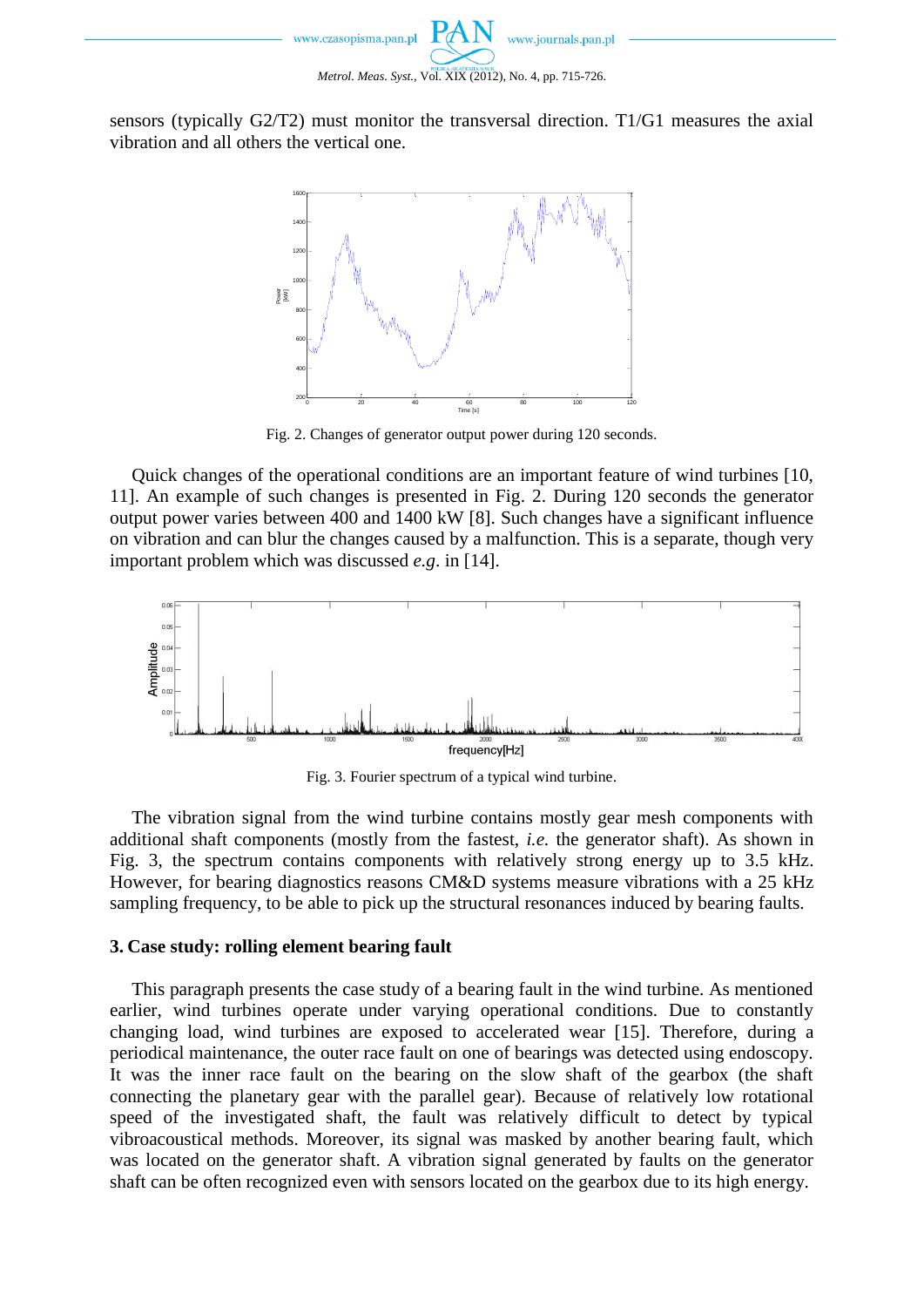sensors (typically G2/T2) must monitor the transversal direction. T1/G1 measures the axial vibration and all others the vertical one.

Fig. 2. Changes of generator output power during 120 seconds.

Quick changes of the operational conditions are an important feature of wind turbines [10, 11]. An example of such changes is presented in Fig. 2. During 120 seconds the generator output power varies between 400 and 1400 kW [8]. Such changes have a significant influence on vibration and can blur the changes caused by a malfunction. This is a separate, though very important problem which was discussed *e.g.* in [14].

Fig. 3. Fourier spectrum of a typical wind turbine.

The vibration signal from the wind turbine contains mostly gear mesh components with additional shaft components (mostly from the fastest, *i.e.* the generator shaft). As shown in Fig. 3, the spectrum contains components with relatively strong energy up to 3.5 kHz. However, for bearing diagnostics reasons CM&D systems measure vibrations with a 25 kHz sampling frequency, to be able to pick up the structural resonances induced by bearing faults.

## 3. Case study: rolling element bearing fault

This paragraph presents the case study of a bearing fault in the wind turbine. As mentioned earlier, wind turbines operate under varying operational conditions. Due to constantly changing load, wind turbines are exposed to accelerated wear [15]. Therefore, during a periodical maintenance, the outer race fault on one of bearings was detected using endoscopy. It was the inner race fault on the bearing on the slow shaft of the gearbox (the shaft connecting the planetary gear with the parallel gear). Because of relatively low rotational speed of the investigated shaft, the fault was relatively difficult to detect by typical vibroacoustical methods. Moreover, its signal was masked by another bearing fault, which was located on the generator shaft. A vibration signal generated by faults on the generator shaft can be often recognized even with sensors located on the gearbox due to its high energy.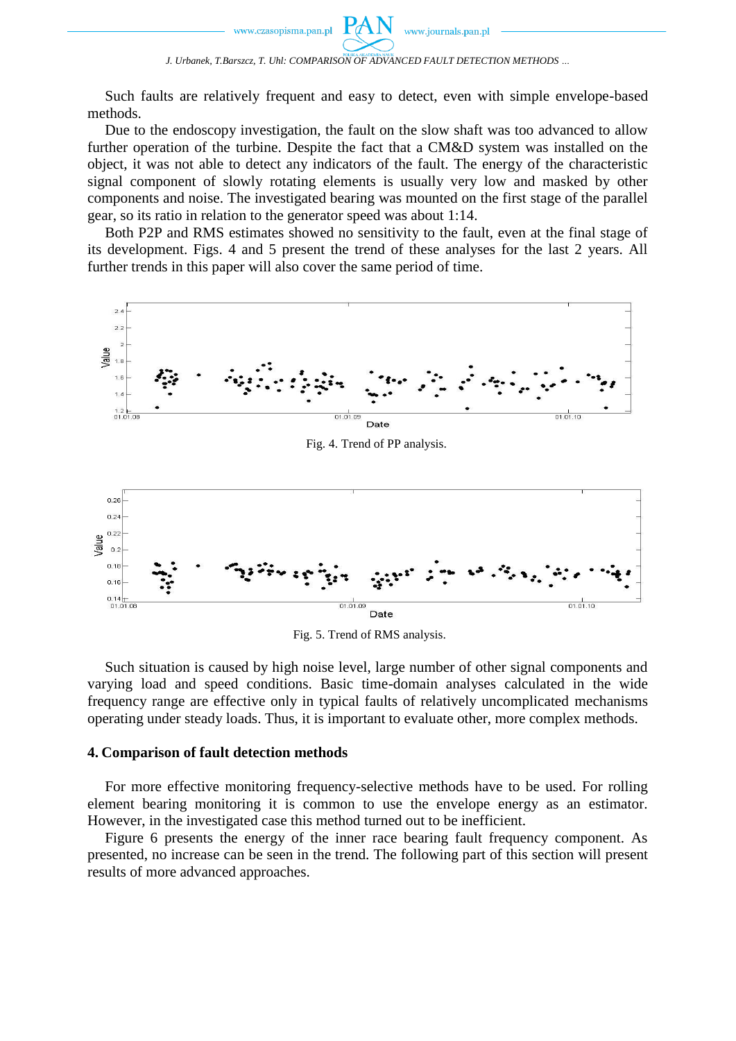Such faults are relatively frequent and easy to detect, even with simple envelope-based methods.

Due to the endoscopy investigation, the fault on the slow shaft was too advanced to allow further operation of the turbine. Despite the fact that a CM&D system was installed on the object, it was not able to detect any indicators of the fault. The energy of the characteristic signal component of slowly rotating elements is usually very low and masked by other components and noise. The investigated bearing was mounted on the first stage of the parallel gear, so its ratio in relation to the generator speed was about 1:14.

Both P2P and RMS estimates showed no sensitivity to the fault, even at the final stage of its development. Figs. 4 and 5 present the trend of these analyses for the last 2 years. All further trends in this paper will also cover the same period of time.

Fig. 4. Trend of PP analysis.

Fig. 5. Trend of RMS analysis.

Such situation is caused by high noise level, large number of other signal components and varying load and speed conditions. Basic time-domain analyses calculated in the wide frequency range are effective only in typical faults of relatively uncomplicated mechanisms operating under steady loads. Thus, it is important to evaluate other, more complex methods.

## 4. Comparison of fault detection methods

For more effective monitoring frequency-selective methods have to be used. For rolling element bearing monitoring it is common to use the envelope energy as an estimator. However, in the investigated case this method turned out to be inefficient.

Figure 6 presents the energy of the inner race bearing fault frequency component. As presented, no increase can be seen in the trend. The following part of this section will present results of more advanced approaches.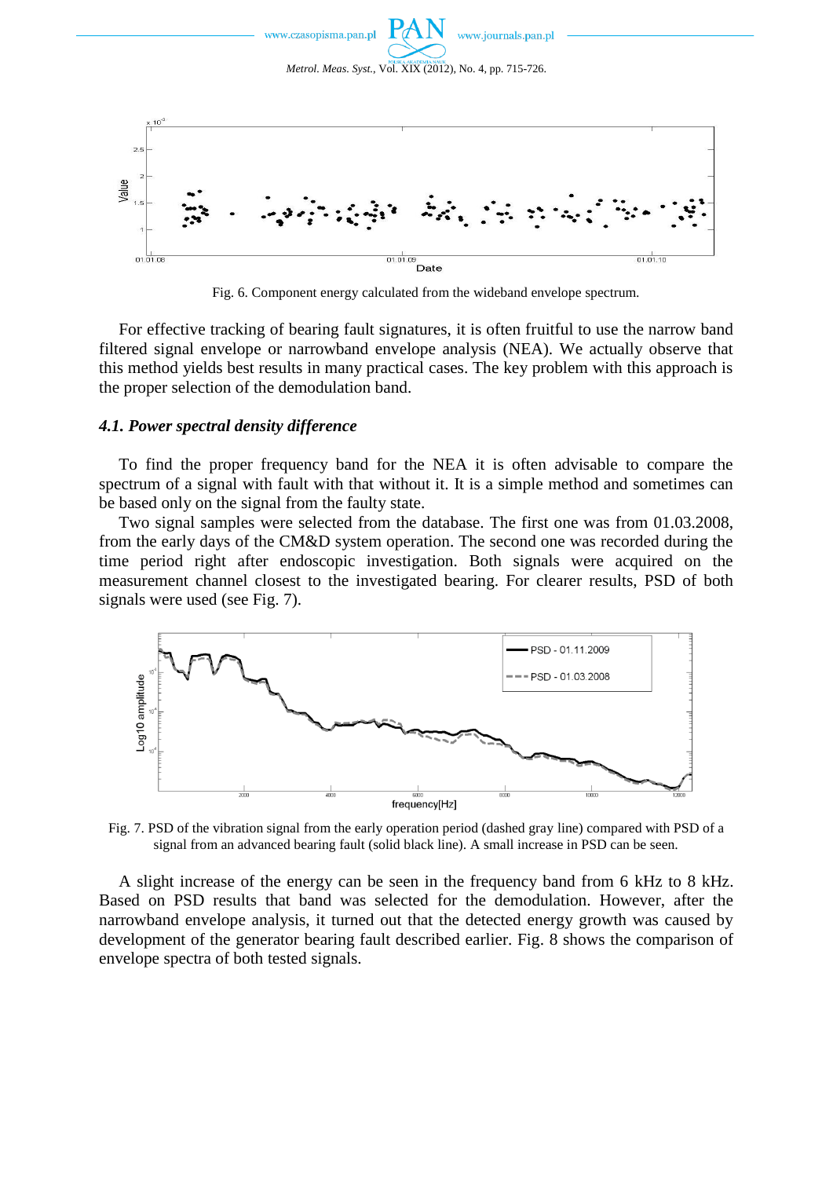Fig. 6. Component energy calculated from the wideband envelope spectrum.

For effective tracking of bearing fault signatures, it is often fruitful to use the narrow band filtered signal envelope or narrowband envelope analysis (NEA). We actually observe that this method yields best results in many practical cases. The key problem with this approach is the proper selection of the demodulation band.

### *4.1. Power spectral density difference*

To find the proper frequency band for the NEA it is often advisable to compare the spectrum of a signal with fault with that without it. It is a simple method and sometimes can be based only on the signal from the faulty state.

Two signal samples were selected from the database. The first one was from 01.03.2008, from the early days of the CM&D system operation. The second one was recorded during the time period right after endoscopic investigation. Both signals were acquired on the measurement channel closest to the investigated bearing. For clearer results, PSD of both signals were used (see Fig. 7).

Fig. 7. PSD of the vibration signal from the early operation period (dashed gray line) compared with PSD of a signal from an advanced bearing fault (solid black line). A small increase in PSD can be seen.

A slight increase of the energy can be seen in the frequency band from 6 kHz to 8 kHz. Based on PSD results that band was selected for the demodulation. However, after the narrowband envelope analysis, it turned out that the detected energy growth was caused by development of the generator bearing fault described earlier. Fig. 8 shows the comparison of envelope spectra of both tested signals.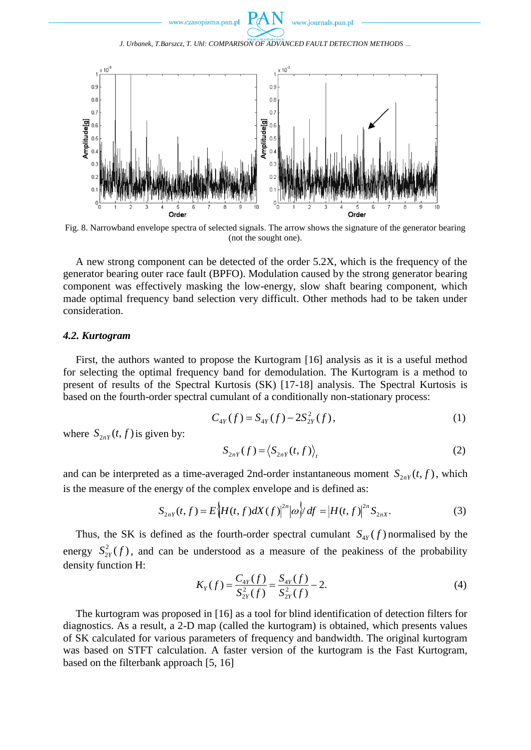Fig. 8. Narrowband envelope spectra of selected signals. The arrow shows the signature of the generator bearing (not the sought one).

A new strong component can be detected of the order 5.2X, which is the frequency of the generator bearing outer race fault (BPFO). Modulation caused by the strong generator bearing component was effectively masking the low-energy, slow shaft bearing component, which made optimal frequency band selection very difficult. Other methods had to be taken under consideration.

### *4.2. Kurtogram*

First, the authors wanted to propose the Kurtogram [16] analysis as it is a useful method for selecting the optimal frequency band for demodulation. The Kurtogram is a method to present of results of the Spectral Kurtosis (SK) [17-18] analysis. The Spectral Kurtosis is based on the fourth-order spectral cumulant of a conditionally non-stationary process:

$$C_{4Y}(f) = S_{4Y}(f) - 2S_{2Y}^2(f), \tag{1}$$

where $S_{2nY}(t, f)$ is given by:

$$S_{2nY}(f) = \langle S_{2nY}(t, f) \rangle_t \tag{2}$$

and can be interpreted as a time-averaged 2nd-order instantaneous moment $S_{2nY}(t, f)$, which is the measure of the energy of the complex envelope and is defined as:

$$S_{2nY}(t, f) = E\left\{ \left| H(t, f)dX(f) \right|^{2n} \middle| \omega \right\} / df = \left| H(t, f) \right|^{2n} S_{2nX}. \tag{3}$$

Thus, the SK is defined as the fourth-order spectral cumulant $S_{4Y}(f)$ normalised by the energy $S_{2Y}^2(f)$, and can be understood as a measure of the peakiness of the probability density function H:

$$K_Y(f) = \frac{C_{4Y}(f)}{S_{2Y}^2(f)} = \frac{S_{4Y}(f)}{S_{2Y}^2(f)} - 2. \tag{4}$$

The kurtogram was proposed in [16] as a tool for blind identification of detection filters for diagnostics. As a result, a 2-D map (called the kurtogram) is obtained, which presents values of SK calculated for various parameters of frequency and bandwidth. The original kurtogram was based on STFT calculation. A faster version of the kurtogram is the Fast Kurtogram, based on the filterbank approach [5, 16]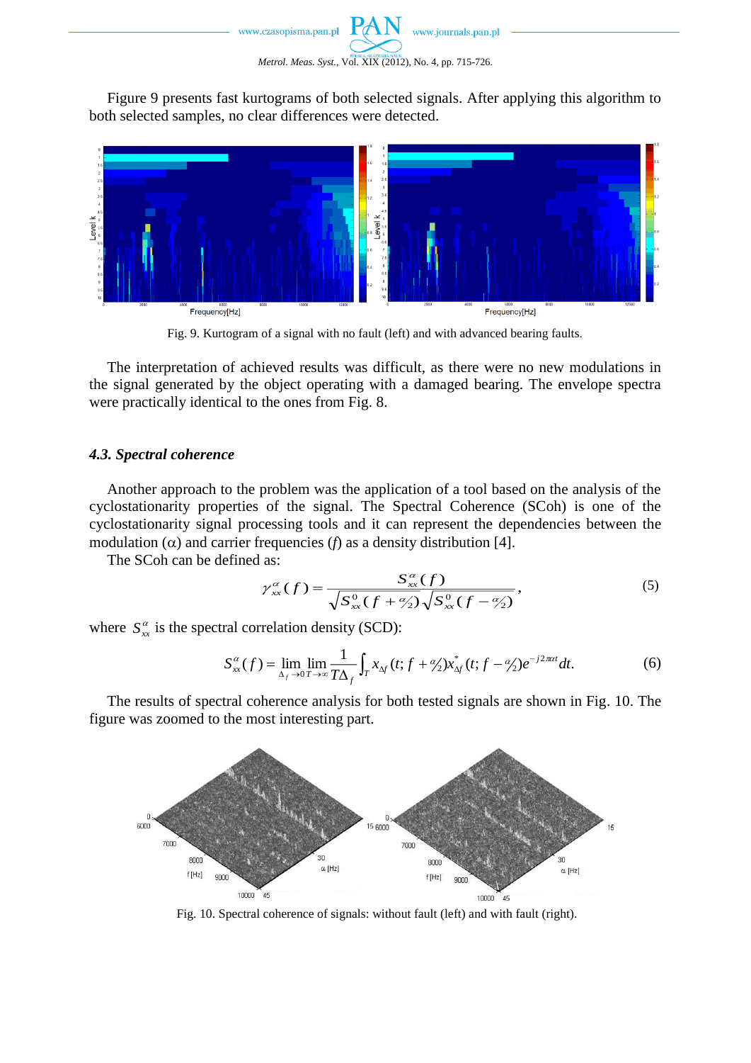Figure 9 presents fast kurtograms of both selected signals. After applying this algorithm to both selected samples, no clear differences were detected.

Fig. 9. Kurtogram of a signal with no fault (left) and with advanced bearing faults.

The interpretation of achieved results was difficult, as there were no new modulations in the signal generated by the object operating with a damaged bearing. The envelope spectra were practically identical to the ones from Fig. 8.

### *4.3. Spectral coherence*

Another approach to the problem was the application of a tool based on the analysis of the cyclostationarity properties of the signal. The Spectral Coherence (SCoh) is one of the cyclostationarity signal processing tools and it can represent the dependencies between the modulation ($\alpha$) and carrier frequencies ($f$) as a density distribution [4].

The SCoh can be defined as:

$$\gamma_{xx}^{\alpha}(f) = \frac{S_{xx}^{\alpha}(f)}{\sqrt{S_{xx}^{0}(f + \alpha/2)}\sqrt{S_{xx}^{0}(f - \alpha/2)}}, \tag{5}$$

where $S_{xx}^{\alpha}$ is the spectral correlation density (SCD):

$$S_{xx}^{\alpha}(f) = \lim_{\Delta_f \to 0}\lim_{T \to \infty} \frac{1}{T\Delta_f}\int_T x_{\Delta f}(t; f + \alpha/2)x_{\Delta f}^{*}(t; f - \alpha/2)e^{-j2\pi\alpha t}dt. \tag{6}$$

The results of spectral coherence analysis for both tested signals are shown in Fig. 10. The figure was zoomed to the most interesting part.

Fig. 10. Spectral coherence of signals: without fault (left) and with fault (right).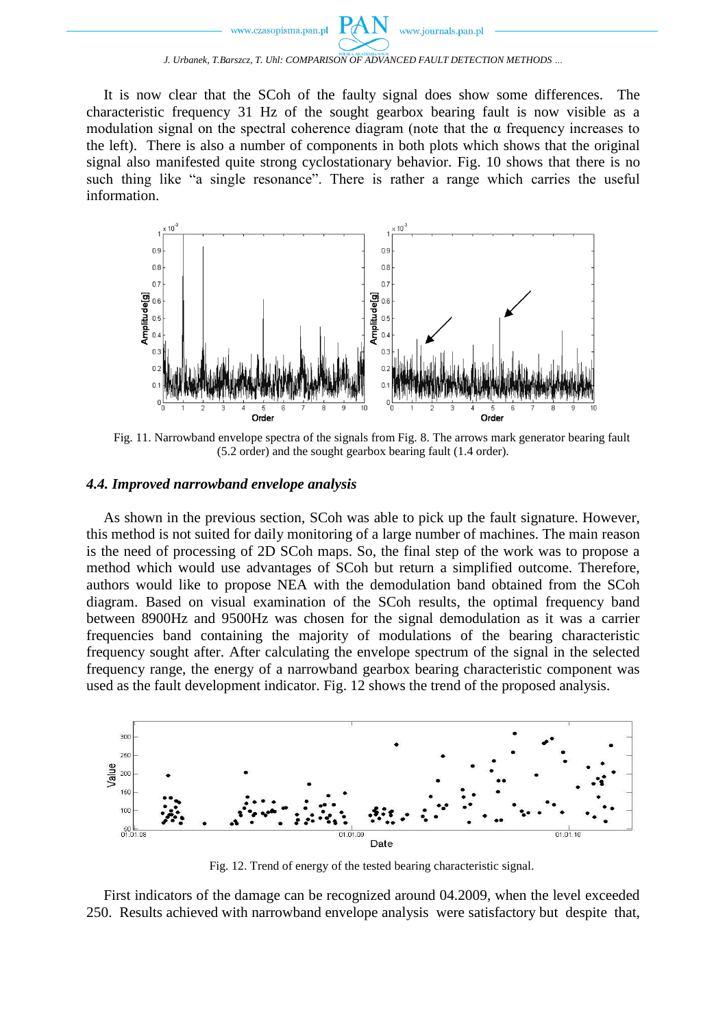It is now clear that the SCoh of the faulty signal does show some differences. The characteristic frequency 31 Hz of the sought gearbox bearing fault is now visible as a modulation signal on the spectral coherence diagram (note that the α frequency increases to the left). There is also a number of components in both plots which shows that the original signal also manifested quite strong cyclostationary behavior. Fig. 10 shows that there is no such thing like "a single resonance". There is rather a range which carries the useful information.

Fig. 11. Narrowband envelope spectra of the signals from Fig. 8. The arrows mark generator bearing fault (5.2 order) and the sought gearbox bearing fault (1.4 order).

### *4.4. Improved narrowband envelope analysis*

As shown in the previous section, SCoh was able to pick up the fault signature. However, this method is not suited for daily monitoring of a large number of machines. The main reason is the need of processing of 2D SCoh maps. So, the final step of the work was to propose a method which would use advantages of SCoh but return a simplified outcome. Therefore, authors would like to propose NEA with the demodulation band obtained from the SCoh diagram. Based on visual examination of the SCoh results, the optimal frequency band between 8900Hz and 9500Hz was chosen for the signal demodulation as it was a carrier frequencies band containing the majority of modulations of the bearing characteristic frequency sought after. After calculating the envelope spectrum of the signal in the selected frequency range, the energy of a narrowband gearbox bearing characteristic component was used as the fault development indicator. Fig. 12 shows the trend of the proposed analysis.

Fig. 12. Trend of energy of the tested bearing characteristic signal.

First indicators of the damage can be recognized around 04.2009, when the level exceeded 250. Results achieved with narrowband envelope analysis were satisfactory but despite that,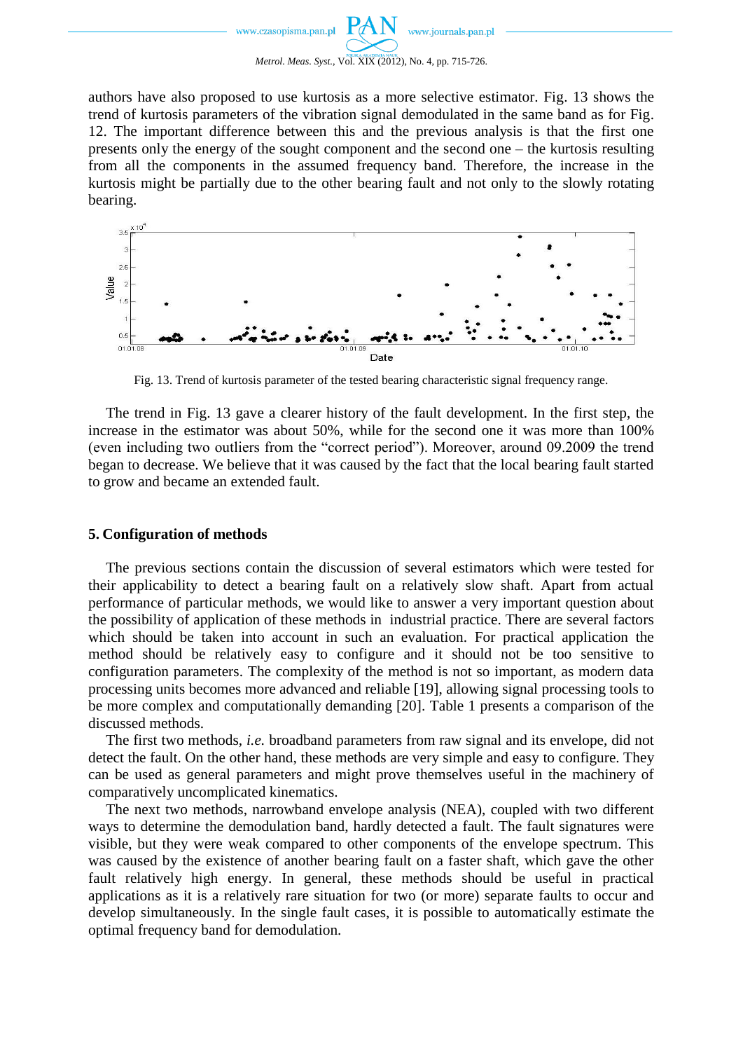authors have also proposed to use kurtosis as a more selective estimator. Fig. 13 shows the trend of kurtosis parameters of the vibration signal demodulated in the same band as for Fig. 12. The important difference between this and the previous analysis is that the first one presents only the energy of the sought component and the second one – the kurtosis resulting from all the components in the assumed frequency band. Therefore, the increase in the kurtosis might be partially due to the other bearing fault and not only to the slowly rotating bearing.

Fig. 13. Trend of kurtosis parameter of the tested bearing characteristic signal frequency range.

The trend in Fig. 13 gave a clearer history of the fault development. In the first step, the increase in the estimator was about 50%, while for the second one it was more than 100% (even including two outliers from the "correct period"). Moreover, around 09.2009 the trend began to decrease. We believe that it was caused by the fact that the local bearing fault started to grow and became an extended fault.

## 5. Configuration of methods

The previous sections contain the discussion of several estimators which were tested for their applicability to detect a bearing fault on a relatively slow shaft. Apart from actual performance of particular methods, we would like to answer a very important question about the possibility of application of these methods in industrial practice. There are several factors which should be taken into account in such an evaluation. For practical application the method should be relatively easy to configure and it should not be too sensitive to configuration parameters. The complexity of the method is not so important, as modern data processing units becomes more advanced and reliable [19], allowing signal processing tools to be more complex and computationally demanding [20]. Table 1 presents a comparison of the discussed methods.

The first two methods, *i.e.* broadband parameters from raw signal and its envelope, did not detect the fault. On the other hand, these methods are very simple and easy to configure. They can be used as general parameters and might prove themselves useful in the machinery of comparatively uncomplicated kinematics.

The next two methods, narrowband envelope analysis (NEA), coupled with two different ways to determine the demodulation band, hardly detected a fault. The fault signatures were visible, but they were weak compared to other components of the envelope spectrum. This was caused by the existence of another bearing fault on a faster shaft, which gave the other fault relatively high energy. In general, these methods should be useful in practical applications as it is a relatively rare situation for two (or more) separate faults to occur and develop simultaneously. In the single fault cases, it is possible to automatically estimate the optimal frequency band for demodulation.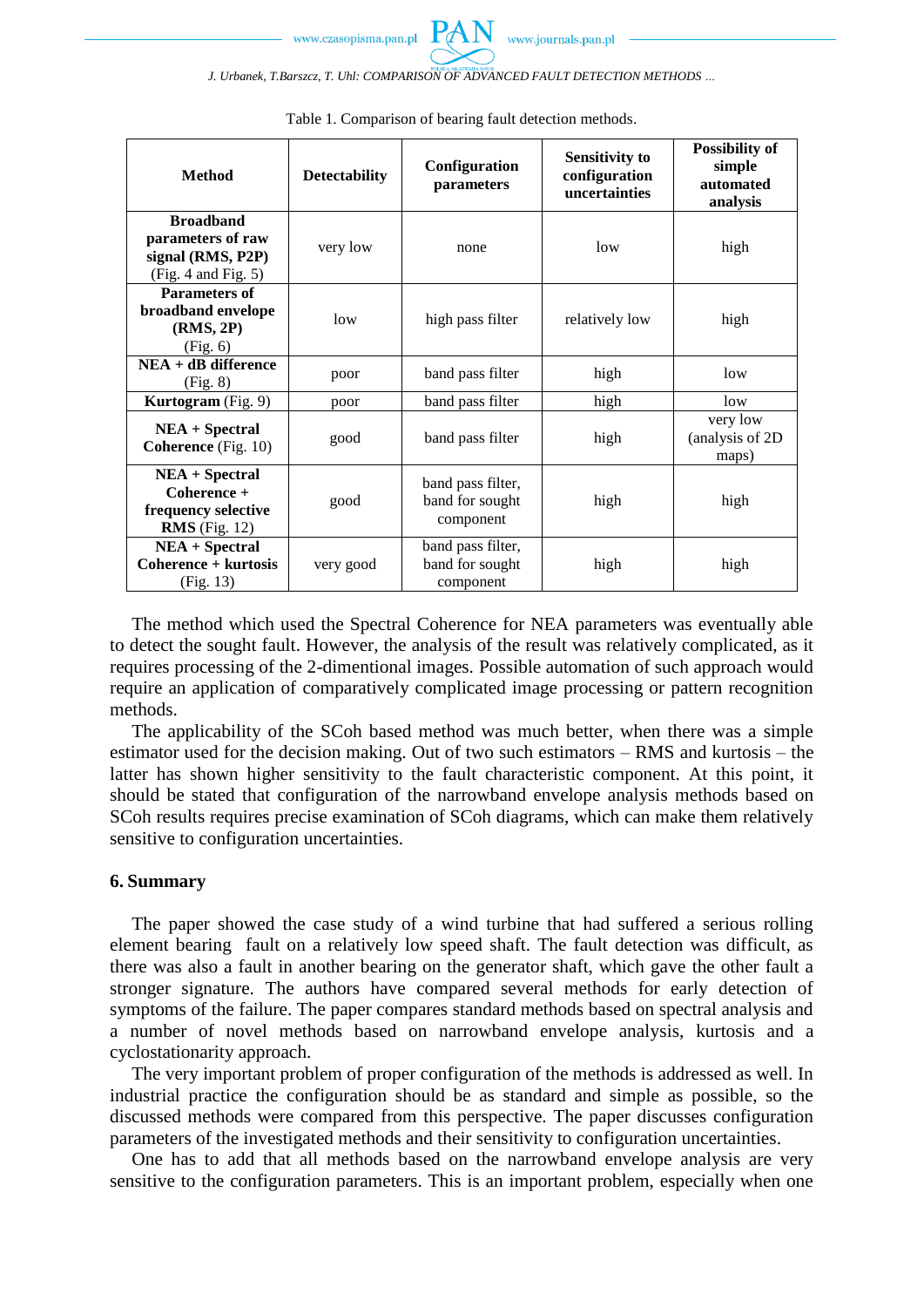Table 1. Comparison of bearing fault detection methods.

| Method | Detectability | Configuration parameters | Sensitivity to configuration uncertainties | Possibility of simple automated analysis |
|---|---|---|---|---|
| **Broadband parameters of raw signal (RMS, P2P)** (Fig. 4 and Fig. 5) | very low | none | low | high |
| **Parameters of broadband envelope (RMS, 2P)** (Fig. 6) | low | high pass filter | relatively low | high |
| **NEA + dB difference** (Fig. 8) | poor | band pass filter | high | low |
| **Kurtogram** (Fig. 9) | poor | band pass filter | high | low |
| **NEA + Spectral Coherence** (Fig. 10) | good | band pass filter | high | very low (analysis of 2D maps) |
| **NEA + Spectral Coherence + frequency selective RMS** (Fig. 12) | good | band pass filter, band for sought component | high | high |
| **NEA + Spectral Coherence + kurtosis** (Fig. 13) | very good | band pass filter, band for sought component | high | high |

The method which used the Spectral Coherence for NEA parameters was eventually able to detect the sought fault. However, the analysis of the result was relatively complicated, as it requires processing of the 2-dimentional images. Possible automation of such approach would require an application of comparatively complicated image processing or pattern recognition methods.

The applicability of the SCoh based method was much better, when there was a simple estimator used for the decision making. Out of two such estimators – RMS and kurtosis – the latter has shown higher sensitivity to the fault characteristic component. At this point, it should be stated that configuration of the narrowband envelope analysis methods based on SCoh results requires precise examination of SCoh diagrams, which can make them relatively sensitive to configuration uncertainties.

## 6. Summary

The paper showed the case study of a wind turbine that had suffered a serious rolling element bearing fault on a relatively low speed shaft. The fault detection was difficult, as there was also a fault in another bearing on the generator shaft, which gave the other fault a stronger signature. The authors have compared several methods for early detection of symptoms of the failure. The paper compares standard methods based on spectral analysis and a number of novel methods based on narrowband envelope analysis, kurtosis and a cyclostationarity approach.

The very important problem of proper configuration of the methods is addressed as well. In industrial practice the configuration should be as standard and simple as possible, so the discussed methods were compared from this perspective. The paper discusses configuration parameters of the investigated methods and their sensitivity to configuration uncertainties.

One has to add that all methods based on the narrowband envelope analysis are very sensitive to the configuration parameters. This is an important problem, especially when one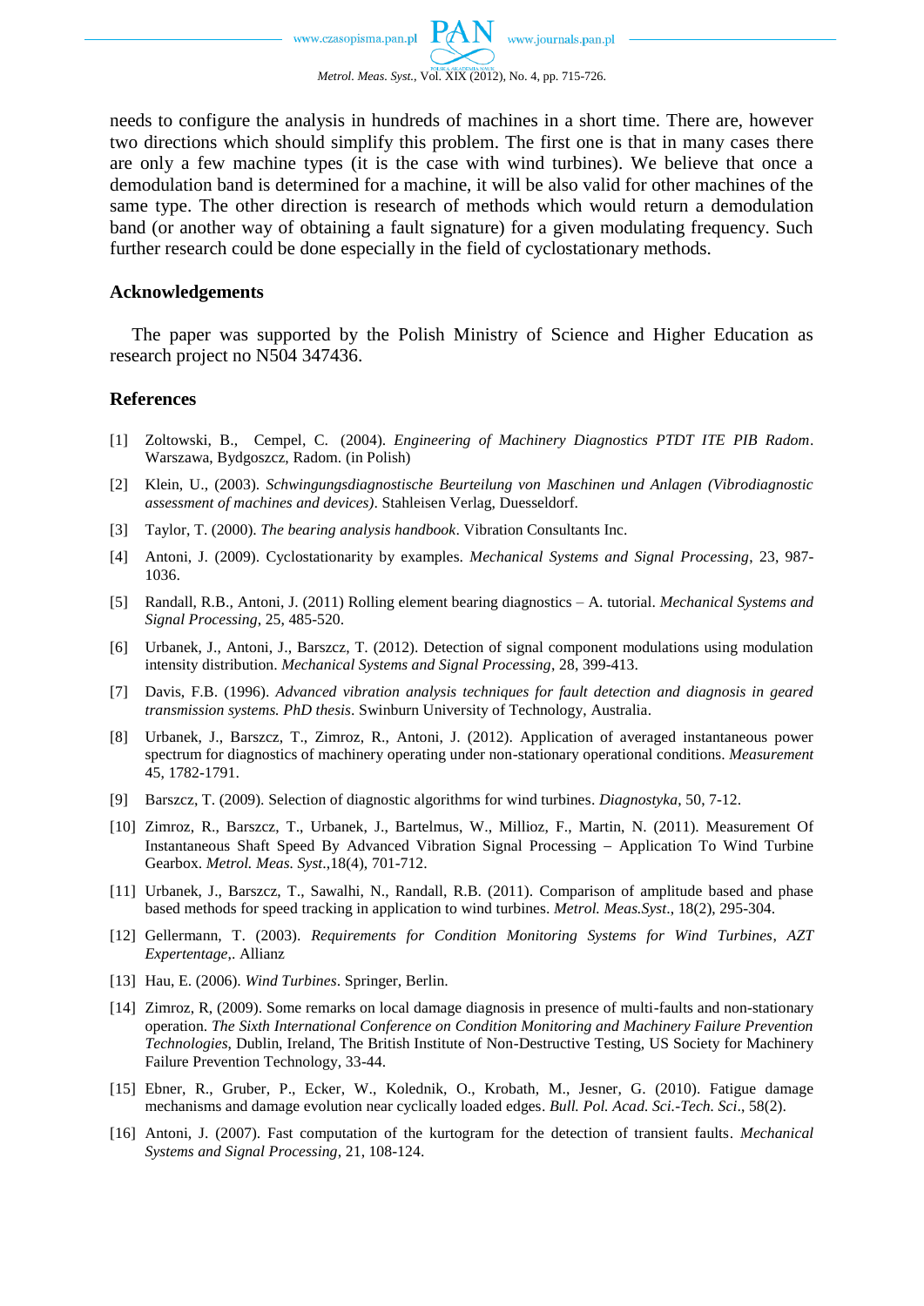needs to configure the analysis in hundreds of machines in a short time. There are, however two directions which should simplify this problem. The first one is that in many cases there are only a few machine types (it is the case with wind turbines). We believe that once a demodulation band is determined for a machine, it will be also valid for other machines of the same type. The other direction is research of methods which would return a demodulation band (or another way of obtaining a fault signature) for a given modulating frequency. Such further research could be done especially in the field of cyclostationary methods.

## Acknowledgements

The paper was supported by the Polish Ministry of Science and Higher Education as research project no N504 347436.

## References

[1] Zoltowski, B., Cempel, C. (2004). *Engineering of Machinery Diagnostics PTDT ITE PIB Radom*. Warszawa, Bydgoszcz, Radom. (in Polish)

[2] Klein, U., (2003). *Schwingungsdiagnostische Beurteilung von Maschinen und Anlagen (Vibrodiagnostic assessment of machines and devices)*. Stahleisen Verlag, Duesseldorf.

[3] Taylor, T. (2000). *The bearing analysis handbook*. Vibration Consultants Inc.

[4] Antoni, J. (2009). Cyclostationarity by examples. *Mechanical Systems and Signal Processing*, 23, 987-1036.

[5] Randall, R.B., Antoni, J. (2011) Rolling element bearing diagnostics – A. tutorial. *Mechanical Systems and Signal Processing*, 25, 485-520.

[6] Urbanek, J., Antoni, J., Barszcz, T. (2012). Detection of signal component modulations using modulation intensity distribution. *Mechanical Systems and Signal Processing*, 28, 399-413.

[7] Davis, F.B. (1996). *Advanced vibration analysis techniques for fault detection and diagnosis in geared transmission systems. PhD thesis*. Swinburn University of Technology, Australia.

[8] Urbanek, J., Barszcz, T., Zimroz, R., Antoni, J. (2012). Application of averaged instantaneous power spectrum for diagnostics of machinery operating under non-stationary operational conditions. *Measurement* 45, 1782-1791.

[9] Barszcz, T. (2009). Selection of diagnostic algorithms for wind turbines. *Diagnostyka*, 50, 7-12.

[10] Zimroz, R., Barszcz, T., Urbanek, J., Bartelmus, W., Millioz, F., Martin, N. (2011). Measurement Of Instantaneous Shaft Speed By Advanced Vibration Signal Processing – Application To Wind Turbine Gearbox. *Metrol. Meas. Syst*.,18(4), 701-712.

[11] Urbanek, J., Barszcz, T., Sawalhi, N., Randall, R.B. (2011). Comparison of amplitude based and phase based methods for speed tracking in application to wind turbines. *Metrol. Meas.Syst*., 18(2), 295-304.

[12] Gellermann, T. (2003). *Requirements for Condition Monitoring Systems for Wind Turbines*, *AZT Expertentage*,. Allianz

[13] Hau, E. (2006). *Wind Turbines*. Springer, Berlin.

[14] Zimroz, R, (2009). Some remarks on local damage diagnosis in presence of multi-faults and non-stationary operation. *The Sixth International Conference on Condition Monitoring and Machinery Failure Prevention Technologies*, Dublin, Ireland, The British Institute of Non-Destructive Testing, US Society for Machinery Failure Prevention Technology, 33-44.

[15] Ebner, R., Gruber, P., Ecker, W., Kolednik, O., Krobath, M., Jesner, G. (2010). Fatigue damage mechanisms and damage evolution near cyclically loaded edges. *Bull. Pol. Acad. Sci.-Tech. Sci*., 58(2).

[16] Antoni, J. (2007). Fast computation of the kurtogram for the detection of transient faults. *Mechanical Systems and Signal Processing*, 21, 108-124.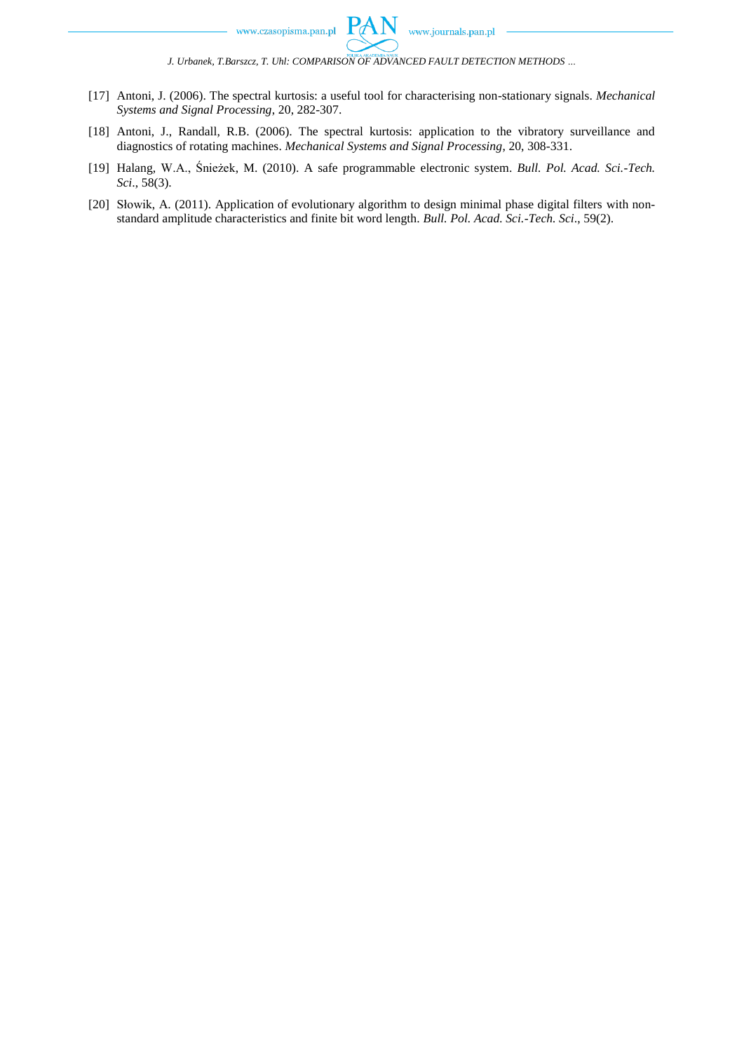[17] Antoni, J. (2006). The spectral kurtosis: a useful tool for characterising non-stationary signals. *Mechanical Systems and Signal Processing*, 20, 282-307.

[18] Antoni, J., Randall, R.B. (2006). The spectral kurtosis: application to the vibratory surveillance and diagnostics of rotating machines. *Mechanical Systems and Signal Processing*, 20, 308-331.

[19] Halang, W.A., Śnieżek, M. (2010). A safe programmable electronic system. *Bull. Pol. Acad. Sci.-Tech. Sci*., 58(3).

[20] Słowik, A. (2011). Application of evolutionary algorithm to design minimal phase digital filters with non-standard amplitude characteristics and finite bit word length. *Bull. Pol. Acad. Sci.-Tech. Sci*., 59(2).